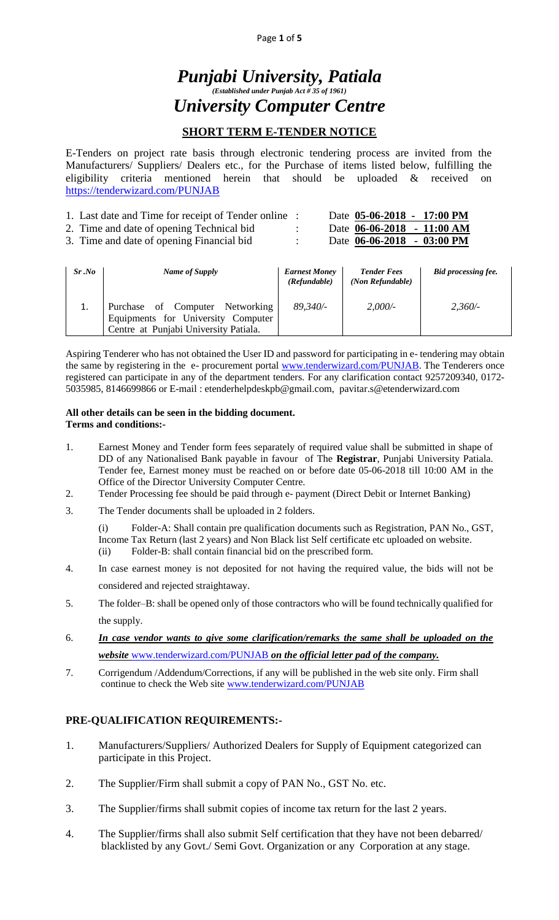# *Punjabi University, Patiala*

*(Established under Punjab Act # 35 of 1961)*

# *University Computer Centre*

## SHORT TERM E-TENDER NOTICE

E-Tenders on project rate basis through electronic tendering process are invited from the Manufacturers/ Suppliers/ Dealers etc., for the Purchase of items listed below, fulfilling the eligibility criteria mentioned herein that should be uploaded & received on https://tenderwizard.com/PUNJAB

1. Last date and Time for receipt of Tender online : Date **05-06-2018 - 17:00 PM**
2. Time and date of opening Technical bid : Date **06-06-2018 - 11:00 AM**
3. Time and date of opening Financial bid : Date **06-06-2018 - 03:00 PM**

| *Sr .No* | *Name of Supply* | *Earnest Money (Refundable)* | *Tender Fees (Non Refundable)* | *Bid processing fee.* |
|---|---|---|---|---|
| 1. | Purchase of Computer Networking Equipments for University Computer Centre at Punjabi University Patiala. | *89,340/-* | *2,000/-* | *2,360/-* |

Aspiring Tenderer who has not obtained the User ID and password for participating in e- tendering may obtain the same by registering in the e- procurement portal www.tenderwizard.com/PUNJAB. The Tenderers once registered can participate in any of the department tenders. For any clarification contact 9257209340, 0172-5035985, 8146699866 or E-mail : etenderhelpdeskpb@gmail.com, pavitar.s@etenderwizard.com

**All other details can be seen in the bidding document.**
**Terms and conditions:-**

1. Earnest Money and Tender form fees separately of required value shall be submitted in shape of DD of any Nationalised Bank payable in favour of The **Registrar**, Punjabi University Patiala. Tender fee, Earnest money must be reached on or before date 05-06-2018 till 10:00 AM in the Office of the Director University Computer Centre.
2. Tender Processing fee should be paid through e- payment (Direct Debit or Internet Banking)
3. The Tender documents shall be uploaded in 2 folders.

   (i) Folder-A: Shall contain pre qualification documents such as Registration, PAN No., GST, Income Tax Return (last 2 years) and Non Black list Self certificate etc uploaded on website.
   (ii) Folder-B: shall contain financial bid on the prescribed form.

4. In case earnest money is not deposited for not having the required value, the bids will not be considered and rejected straightaway.
5. The folder–B: shall be opened only of those contractors who will be found technically qualified for the supply.
6. ***In case vendor wants to give some clarification/remarks the same shall be uploaded on the website* www.tenderwizard.com/PUNJAB *on the official letter pad of the company.***
7. Corrigendum /Addendum/Corrections, if any will be published in the web site only. Firm shall continue to check the Web site www.tenderwizard.com/PUNJAB

## PRE-QUALIFICATION REQUIREMENTS:-

1. Manufacturers/Suppliers/ Authorized Dealers for Supply of Equipment categorized can participate in this Project.
2. The Supplier/Firm shall submit a copy of PAN No., GST No. etc.
3. The Supplier/firms shall submit copies of income tax return for the last 2 years.
4. The Supplier/firms shall also submit Self certification that they have not been debarred/ blacklisted by any Govt./ Semi Govt. Organization or any Corporation at any stage.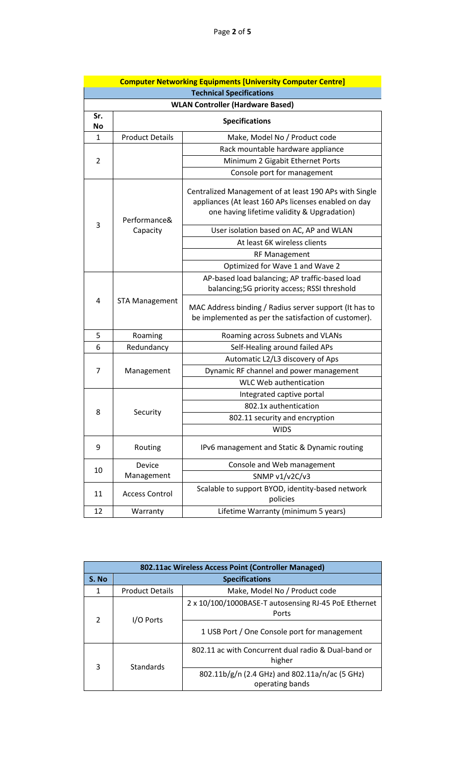**Computer Networking Equipments [University Computer Centre]**

**Technical Specifications**

**WLAN Controller (Hardware Based)**

| Sr. No | Specifications | |
|---|---|---|
| 1 | Product Details | Make, Model No / Product code |
| 2 | | Rack mountable hardware appliance |
| | | Minimum 2 Gigabit Ethernet Ports |
| | | Console port for management |
| 3 | Performance& Capacity | Centralized Management of at least 190 APs with Single appliances (At least 160 APs licenses enabled on day one having lifetime validity & Upgradation) |
| | | User isolation based on AC, AP and WLAN |
| | | At least 6K wireless clients |
| | | RF Management |
| | | Optimized for Wave 1 and Wave 2 |
| 4 | STA Management | AP-based load balancing; AP traffic-based load balancing;5G priority access; RSSI threshold |
| | | MAC Address binding / Radius server support (It has to be implemented as per the satisfaction of customer). |
| 5 | Roaming | Roaming across Subnets and VLANs |
| 6 | Redundancy | Self-Healing around failed APs |
| 7 | Management | Automatic L2/L3 discovery of Aps |
| | | Dynamic RF channel and power management |
| | | WLC Web authentication |
| 8 | Security | Integrated captive portal |
| | | 802.1x authentication |
| | | 802.11 security and encryption |
| | | WIDS |
| 9 | Routing | IPv6 management and Static & Dynamic routing |
| 10 | Device Management | Console and Web management |
| | | SNMP v1/v2C/v3 |
| 11 | Access Control | Scalable to support BYOD, identity-based network policies |
| 12 | Warranty | Lifetime Warranty (minimum 5 years) |

**802.11ac Wireless Access Point (Controller Managed)**

| S. No | Specifications | |
|---|---|---|
| 1 | Product Details | Make, Model No / Product code |
| 2 | I/O Ports | 2 x 10/100/1000BASE-T autosensing RJ-45 PoE Ethernet Ports |
| | | 1 USB Port / One Console port for management |
| 3 | Standards | 802.11 ac with Concurrent dual radio & Dual-band or higher |
| | | 802.11b/g/n (2.4 GHz) and 802.11a/n/ac (5 GHz) operating bands |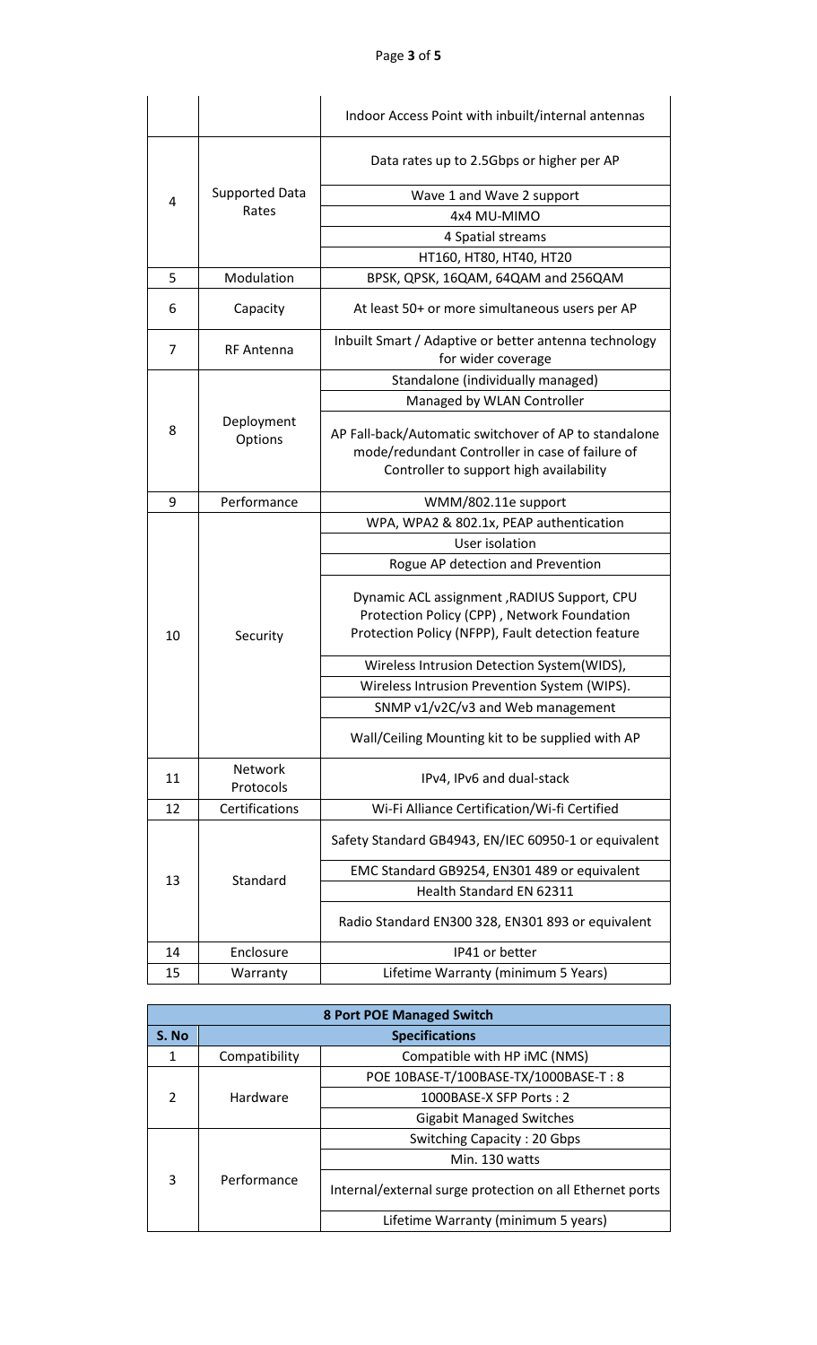| | | |
|---|---|---|
| | | Indoor Access Point with inbuilt/internal antennas |
| 4 | Supported Data Rates | Data rates up to 2.5Gbps or higher per AP |
| | | Wave 1 and Wave 2 support |
| | | 4x4 MU-MIMO |
| | | 4 Spatial streams |
| | | HT160, HT80, HT40, HT20 |
| 5 | Modulation | BPSK, QPSK, 16QAM, 64QAM and 256QAM |
| 6 | Capacity | At least 50+ or more simultaneous users per AP |
| 7 | RF Antenna | Inbuilt Smart / Adaptive or better antenna technology for wider coverage |
| 8 | Deployment Options | Standalone (individually managed) |
| | | Managed by WLAN Controller |
| | | AP Fall-back/Automatic switchover of AP to standalone mode/redundant Controller in case of failure of Controller to support high availability |
| 9 | Performance | WMM/802.11e support |
| 10 | Security | WPA, WPA2 & 802.1x, PEAP authentication |
| | | User isolation |
| | | Rogue AP detection and Prevention |
| | | Dynamic ACL assignment ,RADIUS Support, CPU Protection Policy (CPP) , Network Foundation Protection Policy (NFPP), Fault detection feature |
| | | Wireless Intrusion Detection System(WIDS), |
| | | Wireless Intrusion Prevention System (WIPS). |
| | | SNMP v1/v2C/v3 and Web management |
| | | Wall/Ceiling Mounting kit to be supplied with AP |
| 11 | Network Protocols | IPv4, IPv6 and dual-stack |
| 12 | Certifications | Wi-Fi Alliance Certification/Wi-fi Certified |
| 13 | Standard | Safety Standard GB4943, EN/IEC 60950-1 or equivalent |
| | | EMC Standard GB9254, EN301 489 or equivalent |
| | | Health Standard EN 62311 |
| | | Radio Standard EN300 328, EN301 893 or equivalent |
| 14 | Enclosure | IP41 or better |
| 15 | Warranty | Lifetime Warranty (minimum 5 Years) |

| 8 Port POE Managed Switch | | |
|---|---|---|
| S. No | Specifications | |
| 1 | Compatibility | Compatible with HP iMC (NMS) |
| 2 | Hardware | POE 10BASE-T/100BASE-TX/1000BASE-T : 8 |
| | | 1000BASE-X SFP Ports : 2 |
| | | Gigabit Managed Switches |
| 3 | Performance | Switching Capacity : 20 Gbps |
| | | Min. 130 watts |
| | | Internal/external surge protection on all Ethernet ports |
| | | Lifetime Warranty (minimum 5 years) |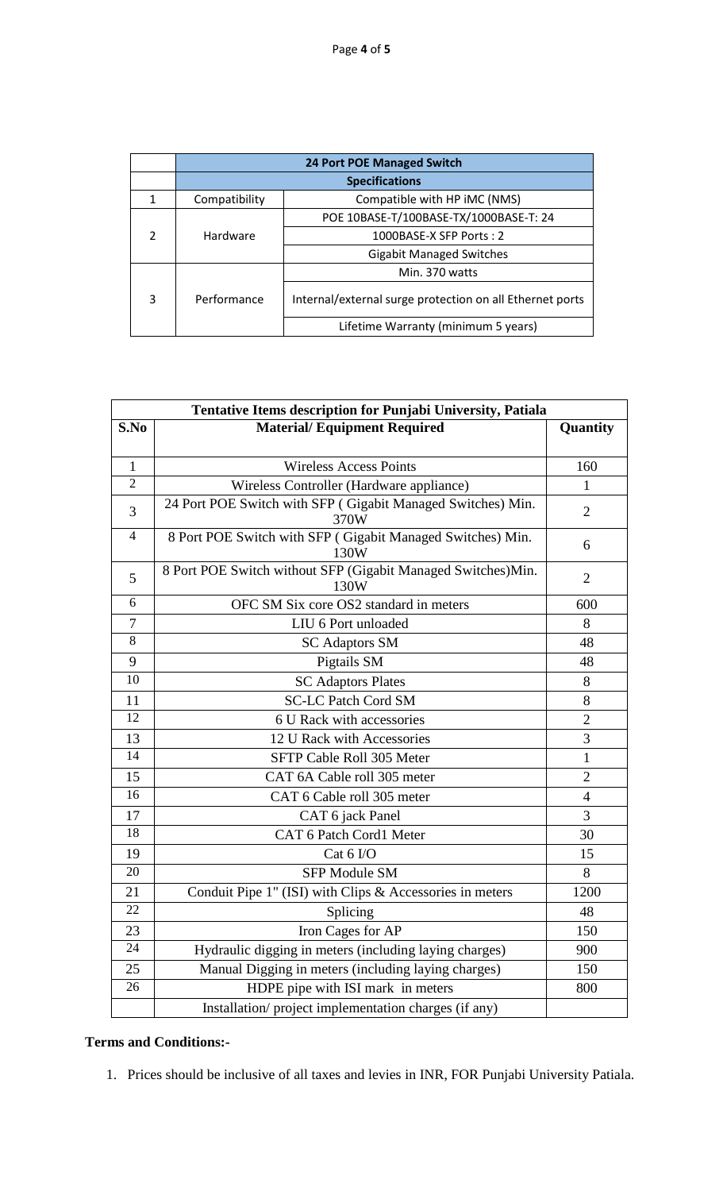| | 24 Port POE Managed Switch | |
|---|---|---|
| | Specifications | |
| 1 | Compatibility | Compatible with HP iMC (NMS) |
| 2 | Hardware | POE 10BASE-T/100BASE-TX/1000BASE-T: 24 |
| | | 1000BASE-X SFP Ports : 2 |
| | | Gigabit Managed Switches |
| 3 | Performance | Min. 370 watts |
| | | Internal/external surge protection on all Ethernet ports |
| | | Lifetime Warranty (minimum 5 years) |

| Tentative Items description for Punjabi University, Patiala | | |
|---|---|---|
| S.No | Material/ Equipment Required | Quantity |
| 1 | Wireless Access Points | 160 |
| 2 | Wireless Controller (Hardware appliance) | 1 |
| 3 | 24 Port POE Switch with SFP ( Gigabit Managed Switches) Min. 370W | 2 |
| 4 | 8 Port POE Switch with SFP ( Gigabit Managed Switches) Min. 130W | 6 |
| 5 | 8 Port POE Switch without SFP (Gigabit Managed Switches)Min. 130W | 2 |
| 6 | OFC SM Six core OS2 standard in meters | 600 |
| 7 | LIU 6 Port unloaded | 8 |
| 8 | SC Adaptors SM | 48 |
| 9 | Pigtails SM | 48 |
| 10 | SC Adaptors Plates | 8 |
| 11 | SC-LC Patch Cord SM | 8 |
| 12 | 6 U Rack with accessories | 2 |
| 13 | 12 U Rack with Accessories | 3 |
| 14 | SFTP Cable Roll 305 Meter | 1 |
| 15 | CAT 6A Cable roll 305 meter | 2 |
| 16 | CAT 6 Cable roll 305 meter | 4 |
| 17 | CAT 6 jack Panel | 3 |
| 18 | CAT 6 Patch Cord1 Meter | 30 |
| 19 | Cat 6 I/O | 15 |
| 20 | SFP Module SM | 8 |
| 21 | Conduit Pipe 1" (ISI) with Clips & Accessories in meters | 1200 |
| 22 | Splicing | 48 |
| 23 | Iron Cages for AP | 150 |
| 24 | Hydraulic digging in meters (including laying charges) | 900 |
| 25 | Manual Digging in meters (including laying charges) | 150 |
| 26 | HDPE pipe with ISI mark in meters | 800 |
| | Installation/ project implementation charges (if any) | |

**Terms and Conditions:-**

1. Prices should be inclusive of all taxes and levies in INR, FOR Punjabi University Patiala.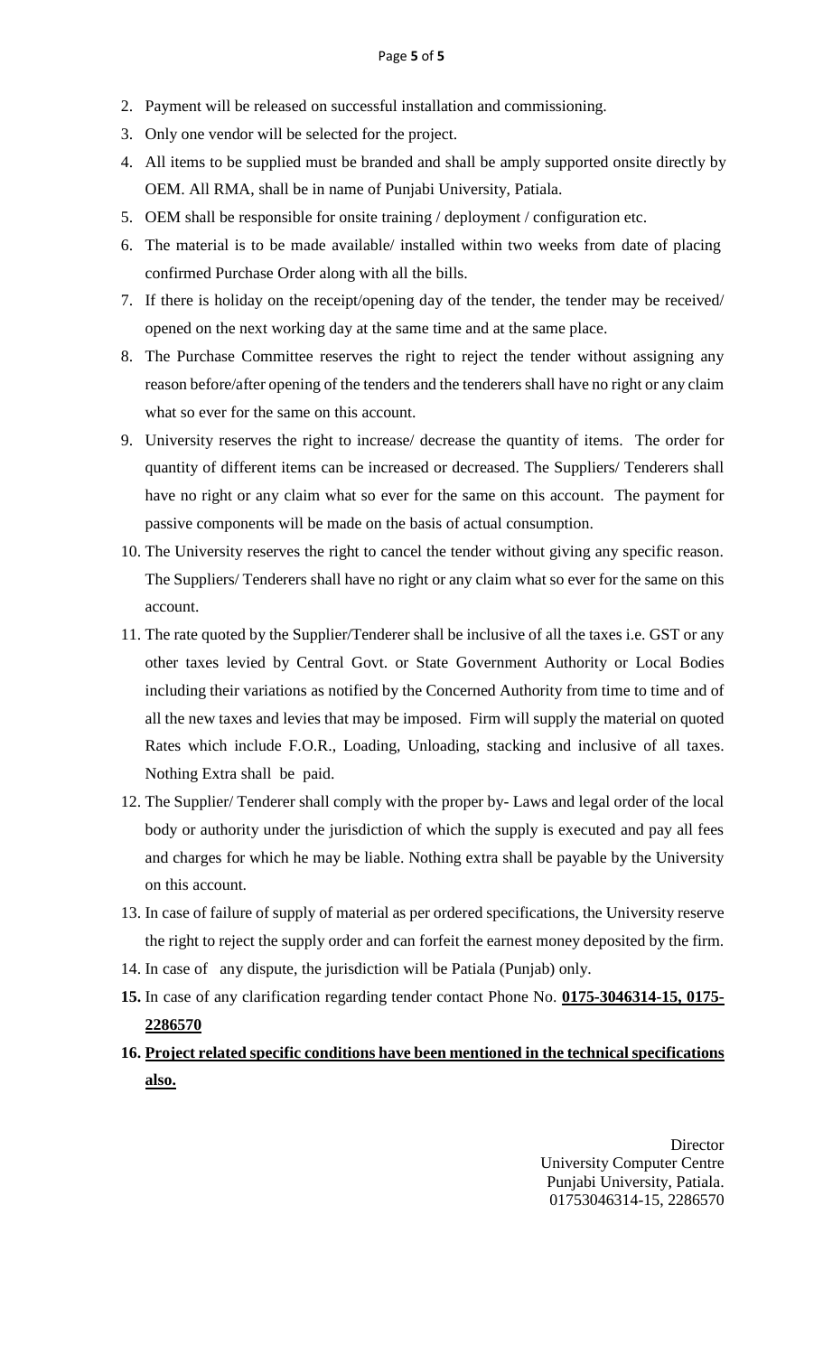2. Payment will be released on successful installation and commissioning.
3. Only one vendor will be selected for the project.
4. All items to be supplied must be branded and shall be amply supported onsite directly by OEM. All RMA, shall be in name of Punjabi University, Patiala.
5. OEM shall be responsible for onsite training / deployment / configuration etc.
6. The material is to be made available/ installed within two weeks from date of placing confirmed Purchase Order along with all the bills.
7. If there is holiday on the receipt/opening day of the tender, the tender may be received/ opened on the next working day at the same time and at the same place.
8. The Purchase Committee reserves the right to reject the tender without assigning any reason before/after opening of the tenders and the tenderers shall have no right or any claim what so ever for the same on this account.
9. University reserves the right to increase/ decrease the quantity of items. The order for quantity of different items can be increased or decreased. The Suppliers/ Tenderers shall have no right or any claim what so ever for the same on this account. The payment for passive components will be made on the basis of actual consumption.
10. The University reserves the right to cancel the tender without giving any specific reason. The Suppliers/ Tenderers shall have no right or any claim what so ever for the same on this account.
11. The rate quoted by the Supplier/Tenderer shall be inclusive of all the taxes i.e. GST or any other taxes levied by Central Govt. or State Government Authority or Local Bodies including their variations as notified by the Concerned Authority from time to time and of all the new taxes and levies that may be imposed. Firm will supply the material on quoted Rates which include F.O.R., Loading, Unloading, stacking and inclusive of all taxes. Nothing Extra shall be paid.
12. The Supplier/ Tenderer shall comply with the proper by- Laws and legal order of the local body or authority under the jurisdiction of which the supply is executed and pay all fees and charges for which he may be liable. Nothing extra shall be payable by the University on this account.
13. In case of failure of supply of material as per ordered specifications, the University reserve the right to reject the supply order and can forfeit the earnest money deposited by the firm.
14. In case of any dispute, the jurisdiction will be Patiala (Punjab) only.
15. In case of any clarification regarding tender contact Phone No. **0175-3046314-15, 0175-2286570**
16. **Project related specific conditions have been mentioned in the technical specifications also.**

Director
University Computer Centre
Punjabi University, Patiala.
01753046314-15, 2286570